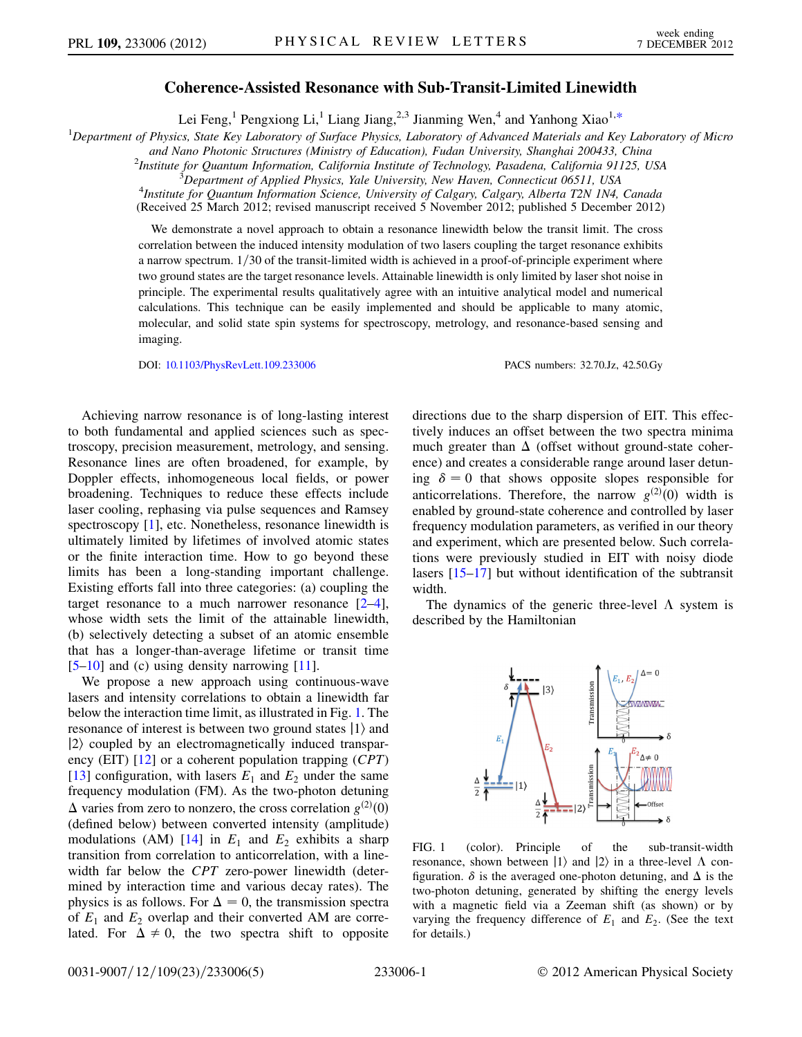# Coherence-Assisted Resonance with Sub-Transit-Limited Linewidth

Lei Feng,[1] Pengxiong Li,[1] Liang Jiang,[2,3] Jianming Wen,[4] and Yanhong Xiao[1,*]

[1]Department of Physics, State Key Laboratory of Surface Physics, Laboratory of Advanced Materials and Key Laboratory of Micro and Nano Photonic Structures (Ministry of Education), Fudan University, Shanghai 200433, China

[2]Institute for Quantum Information, California Institute of Technology, Pasadena, California 91125, USA

[3]Department of Applied Physics, Yale University, New Haven, Connecticut 06511, USA

[4]Institute for Quantum Information Science, University of Calgary, Calgary, Alberta T2N 1N4, Canada

(Received 25 March 2012; revised manuscript received 5 November 2012; published 5 December 2012)

We demonstrate a novel approach to obtain a resonance linewidth below the transit limit. The cross correlation between the induced intensity modulation of two lasers coupling the target resonance exhibits a narrow spectrum. 1/30 of the transit-limited width is achieved in a proof-of-principle experiment where two ground states are the target resonance levels. Attainable linewidth is only limited by laser shot noise in principle. The experimental results qualitatively agree with an intuitive analytical model and numerical calculations. This technique can be easily implemented and should be applicable to many atomic, molecular, and solid state spin systems for spectroscopy, metrology, and resonance-based sensing and imaging.

DOI: 10.1103/PhysRevLett.109.233006 PACS numbers: 32.70.Jz, 42.50.Gy

Achieving narrow resonance is of long-lasting interest to both fundamental and applied sciences such as spectroscopy, precision measurement, metrology, and sensing. Resonance lines are often broadened, for example, by Doppler effects, inhomogeneous local fields, or power broadening. Techniques to reduce these effects include laser cooling, rephasing via pulse sequences and Ramsey spectroscopy [1], etc. Nonetheless, resonance linewidth is ultimately limited by lifetimes of involved atomic states or the finite interaction time. How to go beyond these limits has been a long-standing important challenge. Existing efforts fall into three categories: (a) coupling the target resonance to a much narrower resonance [2–4], whose width sets the limit of the attainable linewidth, (b) selectively detecting a subset of an atomic ensemble that has a longer-than-average lifetime or transit time [5–10] and (c) using density narrowing [11].

We propose a new approach using continuous-wave lasers and intensity correlations to obtain a linewidth far below the interaction time limit, as illustrated in Fig. 1. The resonance of interest is between two ground states $|1\rangle$ and $|2\rangle$ coupled by an electromagnetically induced transparency (EIT) [12] or a coherent population trapping (*CPT*) [13] configuration, with lasers $E_1$ and $E_2$ under the same frequency modulation (FM). As the two-photon detuning $\Delta$ varies from zero to nonzero, the cross correlation $g^{(2)}(0)$ (defined below) between converted intensity (amplitude) modulations (AM) [14] in $E_1$ and $E_2$ exhibits a sharp transition from correlation to anticorrelation, with a linewidth far below the *CPT* zero-power linewidth (determined by interaction time and various decay rates). The physics is as follows. For $\Delta = 0$, the transmission spectra of $E_1$ and $E_2$ overlap and their converted AM are correlated. For $\Delta \neq 0$, the two spectra shift to opposite directions due to the sharp dispersion of EIT. This effectively induces an offset between the two spectra minima much greater than $\Delta$ (offset without ground-state coherence) and creates a considerable range around laser detuning $\delta = 0$ that shows opposite slopes responsible for anticorrelations. Therefore, the narrow $g^{(2)}(0)$ width is enabled by ground-state coherence and controlled by laser frequency modulation parameters, as verified in our theory and experiment, which are presented below. Such correlations were previously studied in EIT with noisy diode lasers [15–17] but without identification of the subtransit width.

The dynamics of the generic three-level $\Lambda$ system is described by the Hamiltonian

FIG. 1 (color). Principle of the sub-transit-width resonance, shown between $|1\rangle$ and $|2\rangle$ in a three-level $\Lambda$ configuration. $\delta$ is the averaged one-photon detuning, and $\Delta$ is the two-photon detuning, generated by shifting the energy levels with a magnetic field via a Zeeman shift (as shown) or by varying the frequency difference of $E_1$ and $E_2$. (See the text for details.)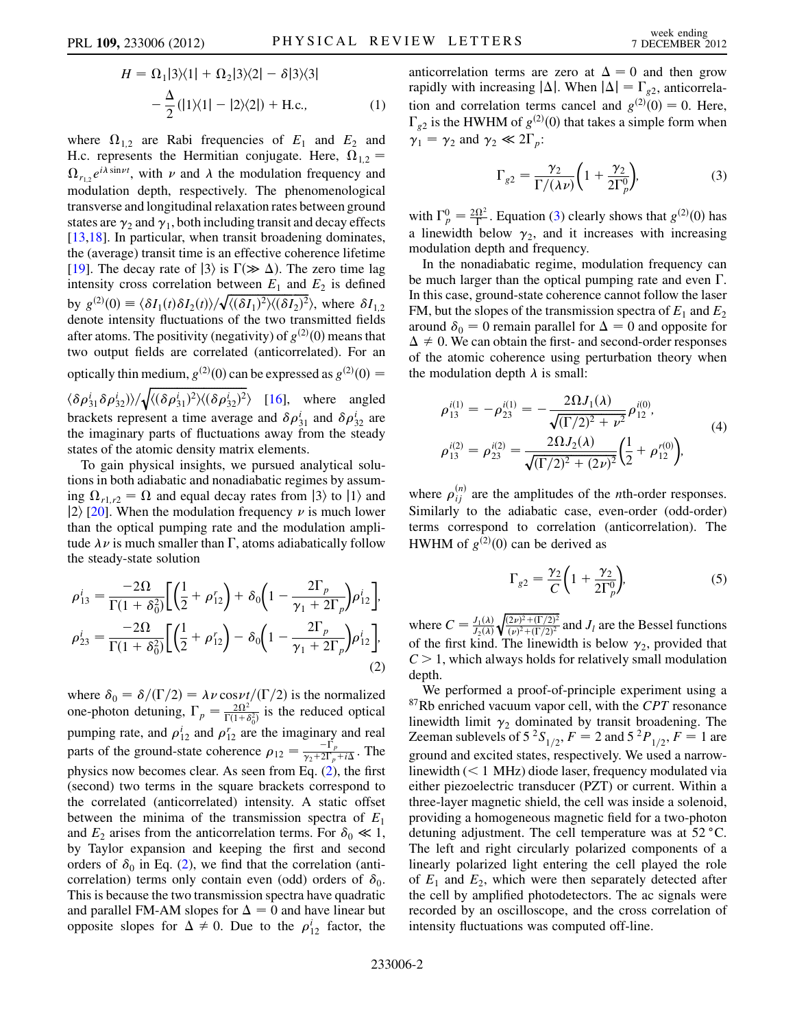$$H = \Omega_1|3\rangle\langle 1| + \Omega_2|3\rangle\langle 2| - \delta|3\rangle\langle 3| - \frac{\Delta}{2}(|1\rangle\langle 1| - |2\rangle\langle 2|) + \text{H.c.}, \tag{1}$$

where $\Omega_{1,2}$ are Rabi frequencies of $E_1$ and $E_2$ and H.c. represents the Hermitian conjugate. Here, $\Omega_{1,2} = \Omega_{r_{1,2}} e^{i\lambda \sin\nu t}$, with $\nu$ and $\lambda$ the modulation frequency and modulation depth, respectively. The phenomenological transverse and longitudinal relaxation rates between ground states are $\gamma_2$ and $\gamma_1$, both including transit and decay effects [13,18]. In particular, when transit broadening dominates, the (average) transit time is an effective coherence lifetime [19]. The decay rate of $|3\rangle$ is $\Gamma(\gg \Delta)$. The zero time lag intensity cross correlation between $E_1$ and $E_2$ is defined by $g^{(2)}(0) \equiv \langle \delta I_1(t)\delta I_2(t)\rangle / \sqrt{\langle(\delta I_1)^2\rangle\langle(\delta I_2)^2\rangle}$, where $\delta I_{1,2}$ denote intensity fluctuations of the two transmitted fields after atoms. The positivity (negativity) of $g^{(2)}(0)$ means that two output fields are correlated (anticorrelated). For an optically thin medium, $g^{(2)}(0)$ can be expressed as $g^{(2)}(0) = \langle \delta\rho^i_{31}\delta\rho^i_{32}\rangle / \sqrt{\langle(\delta\rho^i_{31})^2\rangle\langle(\delta\rho^i_{32})^2\rangle}$ [16], where angled brackets represent a time average and $\delta\rho^i_{31}$ and $\delta\rho^i_{32}$ are the imaginary parts of fluctuations away from the steady states of the atomic density matrix elements.

To gain physical insights, we pursued analytical solutions in both adiabatic and nonadiabatic regimes by assuming $\Omega_{r1,r2} = \Omega$ and equal decay rates from $|3\rangle$ to $|1\rangle$ and $|2\rangle$ [20]. When the modulation frequency $\nu$ is much lower than the optical pumping rate and the modulation amplitude $\lambda\nu$ is much smaller than $\Gamma$, atoms adiabatically follow the steady-state solution

$$\rho^i_{13} = \frac{-2\Omega}{\Gamma(1+\delta_0^2)}\left[\left(\frac{1}{2} + \rho^r_{12}\right) + \delta_0\left(1 - \frac{2\Gamma_p}{\gamma_1 + 2\Gamma_p}\right)\rho^i_{12}\right],$$
$$\rho^i_{23} = \frac{-2\Omega}{\Gamma(1+\delta_0^2)}\left[\left(\frac{1}{2} + \rho^r_{12}\right) - \delta_0\left(1 - \frac{2\Gamma_p}{\gamma_1 + 2\Gamma_p}\right)\rho^i_{12}\right], \tag{2}$$

where $\delta_0 = \delta/(\Gamma/2) = \lambda\nu\cos\nu t/(\Gamma/2)$ is the normalized one-photon detuning, $\Gamma_p = \frac{2\Omega^2}{\Gamma(1+\delta_0^2)}$ is the reduced optical pumping rate, and $\rho^i_{12}$ and $\rho^r_{12}$ are the imaginary and real parts of the ground-state coherence $\rho_{12} = \frac{-\Gamma_p}{\gamma_2 + 2\Gamma_p + i\Delta}$. The physics now becomes clear. As seen from Eq. (2), the first (second) two terms in the square brackets correspond to the correlated (anticorrelated) intensity. A static offset between the minima of the transmission spectra of $E_1$ and $E_2$ arises from the anticorrelation terms. For $\delta_0 \ll 1$, by Taylor expansion and keeping the first and second orders of $\delta_0$ in Eq. (2), we find that the correlation (anticorrelation) terms only contain even (odd) orders of $\delta_0$. This is because the two transmission spectra have quadratic and parallel FM-AM slopes for $\Delta = 0$ and have linear but opposite slopes for $\Delta \neq 0$. Due to the $\rho^i_{12}$ factor, the anticorrelation terms are zero at $\Delta = 0$ and then grow rapidly with increasing $|\Delta|$. When $|\Delta| = \Gamma_{g2}$, anticorrelation and correlation terms cancel and $g^{(2)}(0) = 0$. Here, $\Gamma_{g2}$ is the HWHM of $g^{(2)}(0)$ that takes a simple form when $\gamma_1 = \gamma_2$ and $\gamma_2 \ll 2\Gamma_p$:

$$\Gamma_{g2} = \frac{\gamma_2}{\Gamma/(\lambda\nu)}\left(1 + \frac{\gamma_2}{2\Gamma_p^0}\right), \tag{3}$$

with $\Gamma_p^0 = \frac{2\Omega^2}{\Gamma}$. Equation (3) clearly shows that $g^{(2)}(0)$ has a linewidth below $\gamma_2$, and it increases with increasing modulation depth and frequency.

In the nonadiabatic regime, modulation frequency can be much larger than the optical pumping rate and even $\Gamma$. In this case, ground-state coherence cannot follow the laser FM, but the slopes of the transmission spectra of $E_1$ and $E_2$ around $\delta_0 = 0$ remain parallel for $\Delta = 0$ and opposite for $\Delta \neq 0$. We can obtain the first- and second-order responses of the atomic coherence using perturbation theory when the modulation depth $\lambda$ is small:

$$\rho^{i(1)}_{13} = -\rho^{i(1)}_{23} = -\frac{2\Omega J_1(\lambda)}{\sqrt{(\Gamma/2)^2 + \nu^2}}\rho^{i(0)}_{12},$$
$$\rho^{i(2)}_{13} = \rho^{i(2)}_{23} = \frac{2\Omega J_2(\lambda)}{\sqrt{(\Gamma/2)^2 + (2\nu)^2}}\left(\frac{1}{2} + \rho^{r(0)}_{12}\right), \tag{4}$$

where $\rho^{(n)}_{ij}$ are the amplitudes of the $n$th-order responses. Similarly to the adiabatic case, even-order (odd-order) terms correspond to correlation (anticorrelation). The HWHM of $g^{(2)}(0)$ can be derived as

$$\Gamma_{g2} = \frac{\gamma_2}{C}\left(1 + \frac{\gamma_2}{2\Gamma_p^0}\right), \tag{5}$$

where $C = \frac{J_1(\lambda)}{J_2(\lambda)}\sqrt{\frac{(2\nu)^2 + (\Gamma/2)^2}{(\nu)^2 + (\Gamma/2)^2}}$ and $J_l$ are the Bessel functions of the first kind. The linewidth is below $\gamma_2$, provided that $C > 1$, which always holds for relatively small modulation depth.

We performed a proof-of-principle experiment using a $^{87}$Rb enriched vacuum vapor cell, with the *CPT* resonance linewidth limit $\gamma_2$ dominated by transit broadening. The Zeeman sublevels of $5\,^2S_{1/2}, F = 2$ and $5\,^2P_{1/2}, F = 1$ are ground and excited states, respectively. We used a narrow-linewidth ($< 1$ MHz) diode laser, frequency modulated via either piezoelectric transducer (PZT) or current. Within a three-layer magnetic shield, the cell was inside a solenoid, providing a homogeneous magnetic field for a two-photon detuning adjustment. The cell temperature was at 52 °C. The left and right circularly polarized components of a linearly polarized light entering the cell played the role of $E_1$ and $E_2$, which were then separately detected after the cell by amplified photodetectors. The ac signals were recorded by an oscilloscope, and the cross correlation of intensity fluctuations was computed off-line.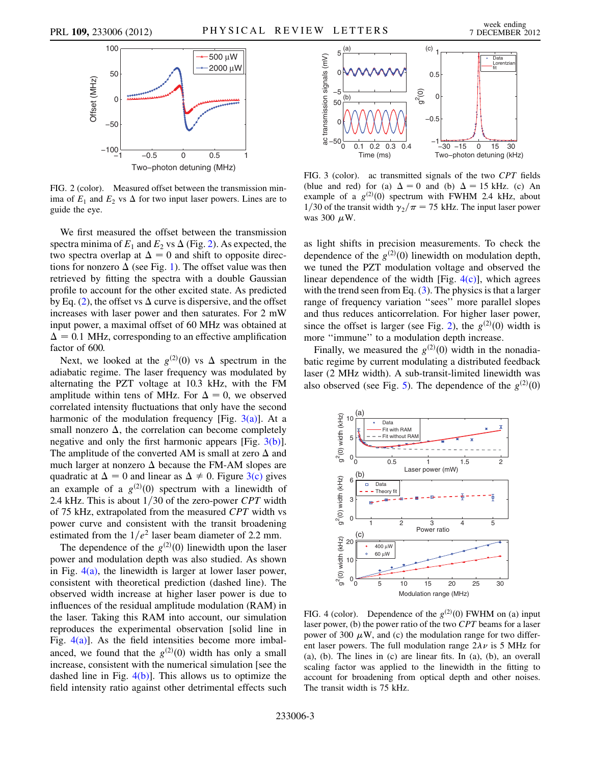FIG. 2 (color). Measured offset between the transmission minima of $E_1$ and $E_2$ vs $\Delta$ for two input laser powers. Lines are to guide the eye.

We first measured the offset between the transmission spectra minima of $E_1$ and $E_2$ vs $\Delta$ (Fig. 2). As expected, the two spectra overlap at $\Delta = 0$ and shift to opposite directions for nonzero $\Delta$ (see Fig. 1). The offset value was then retrieved by fitting the spectra with a double Gaussian profile to account for the other excited state. As predicted by Eq. (2), the offset vs $\Delta$ curve is dispersive, and the offset increases with laser power and then saturates. For 2 mW input power, a maximal offset of 60 MHz was obtained at $\Delta = 0.1$ MHz, corresponding to an effective amplification factor of 600.

Next, we looked at the $g^{(2)}(0)$ vs $\Delta$ spectrum in the adiabatic regime. The laser frequency was modulated by alternating the PZT voltage at 10.3 kHz, with the FM amplitude within tens of MHz. For $\Delta = 0$, we observed correlated intensity fluctuations that only have the second harmonic of the modulation frequency [Fig. 3(a)]. At a small nonzero $\Delta$, the correlation can become completely negative and only the first harmonic appears [Fig. 3(b)]. The amplitude of the converted AM is small at zero $\Delta$ and much larger at nonzero $\Delta$ because the FM-AM slopes are quadratic at $\Delta = 0$ and linear as $\Delta \neq 0$. Figure 3(c) gives an example of a $g^{(2)}(0)$ spectrum with a linewidth of 2.4 kHz. This is about 1/30 of the zero-power *CPT* width of 75 kHz, extrapolated from the measured *CPT* width vs power curve and consistent with the transit broadening estimated from the $1/e^2$ laser beam diameter of 2.2 mm.

The dependence of the $g^{(2)}(0)$ linewidth upon the laser power and modulation depth was also studied. As shown in Fig. 4(a), the linewidth is larger at lower laser power, consistent with theoretical prediction (dashed line). The observed width increase at higher laser power is due to influences of the residual amplitude modulation (RAM) in the laser. Taking this RAM into account, our simulation reproduces the experimental observation [solid line in Fig. 4(a)]. As the field intensities become more imbalanced, we found that the $g^{(2)}(0)$ width has only a small increase, consistent with the numerical simulation [see the dashed line in Fig. 4(b)]. This allows us to optimize the field intensity ratio against other detrimental effects such as light shifts in precision measurements. To check the dependence of the $g^{(2)}(0)$ linewidth on modulation depth, we tuned the PZT modulation voltage and observed the linear dependence of the width [Fig. 4(c)], which agrees with the trend seen from Eq. (3). The physics is that a larger range of frequency variation "sees" more parallel slopes and thus reduces anticorrelation. For higher laser power, since the offset is larger (see Fig. 2), the $g^{(2)}(0)$ width is more "immune" to a modulation depth increase.

FIG. 3 (color). ac transmitted signals of the two *CPT* fields (blue and red) for (a) $\Delta = 0$ and (b) $\Delta = 15$ kHz. (c) An example of a $g^{(2)}(0)$ spectrum with FWHM 2.4 kHz, about 1/30 of the transit width $\gamma_2/\pi = 75$ kHz. The input laser power was 300 $\mu$W.

Finally, we measured the $g^{(2)}(0)$ width in the nonadiabatic regime by current modulating a distributed feedback laser (2 MHz width). A sub-transit-limited linewidth was also observed (see Fig. 5). The dependence of the $g^{(2)}(0)$

FIG. 4 (color). Dependence of the $g^{(2)}(0)$ FWHM on (a) input laser power, (b) the power ratio of the two *CPT* beams for a laser power of 300 $\mu$W, and (c) the modulation range for two different laser powers. The full modulation range $2\lambda\nu$ is 5 MHz for (a), (b). The lines in (c) are linear fits. In (a), (b), an overall scaling factor was applied to the linewidth in the fitting to account for broadening from optical depth and other noises. The transit width is 75 kHz.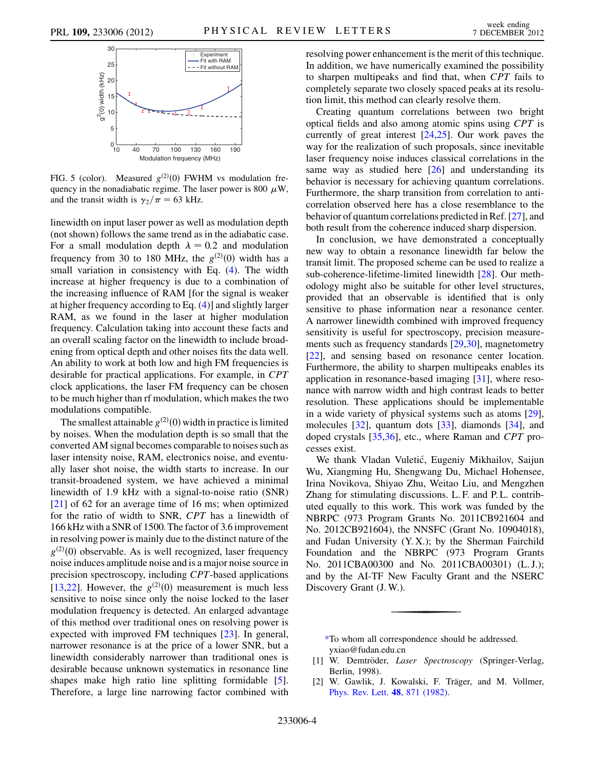FIG. 5 (color). Measured $g^{(2)}(0)$ FWHM vs modulation frequency in the nonadiabatic regime. The laser power is 800 $\mu$W, and the transit width is $\gamma_2/\pi = 63$ kHz.

linewidth on input laser power as well as modulation depth (not shown) follows the same trend as in the adiabatic case. For a small modulation depth $\lambda = 0.2$ and modulation frequency from 30 to 180 MHz, the $g^{(2)}(0)$ width has a small variation in consistency with Eq. (4). The width increase at higher frequency is due to a combination of the increasing influence of RAM [for the signal is weaker at higher frequency according to Eq. (4)] and slightly larger RAM, as we found in the laser at higher modulation frequency. Calculation taking into account these facts and an overall scaling factor on the linewidth to include broadening from optical depth and other noises fits the data well. An ability to work at both low and high FM frequencies is desirable for practical applications. For example, in *CPT* clock applications, the laser FM frequency can be chosen to be much higher than rf modulation, which makes the two modulations compatible.

The smallest attainable $g^{(2)}(0)$ width in practice is limited by noises. When the modulation depth is so small that the converted AM signal becomes comparable to noises such as laser intensity noise, RAM, electronics noise, and eventually laser shot noise, the width starts to increase. In our transit-broadened system, we have achieved a minimal linewidth of 1.9 kHz with a signal-to-noise ratio (SNR) [21] of 62 for an average time of 16 ms; when optimized for the ratio of width to SNR, *CPT* has a linewidth of 166 kHz with a SNR of 1500. The factor of 3.6 improvement in resolving power is mainly due to the distinct nature of the $g^{(2)}(0)$ observable. As is well recognized, laser frequency noise induces amplitude noise and is a major noise source in precision spectroscopy, including *CPT*-based applications [13,22]. However, the $g^{(2)}(0)$ measurement is much less sensitive to noise since only the noise locked to the laser modulation frequency is detected. An enlarged advantage of this method over traditional ones on resolving power is expected with improved FM techniques [23]. In general, narrower resonance is at the price of a lower SNR, but a linewidth considerably narrower than traditional ones is desirable because unknown systematics in resonance line shapes make high ratio line splitting formidable [5]. Therefore, a large line narrowing factor combined with resolving power enhancement is the merit of this technique. In addition, we have numerically examined the possibility to sharpen multipeaks and find that, when *CPT* fails to completely separate two closely spaced peaks at its resolution limit, this method can clearly resolve them.

Creating quantum correlations between two bright optical fields and also among atomic spins using *CPT* is currently of great interest [24,25]. Our work paves the way for the realization of such proposals, since inevitable laser frequency noise induces classical correlations in the same way as studied here [26] and understanding its behavior is necessary for achieving quantum correlations. Furthermore, the sharp transition from correlation to anticorrelation observed here has a close resemblance to the behavior of quantum correlations predicted in Ref. [27], and both result from the coherence induced sharp dispersion.

In conclusion, we have demonstrated a conceptually new way to obtain a resonance linewidth far below the transit limit. The proposed scheme can be used to realize a sub-coherence-lifetime-limited linewidth [28]. Our methodology might also be suitable for other level structures, provided that an observable is identified that is only sensitive to phase information near a resonance center. A narrower linewidth combined with improved frequency sensitivity is useful for spectroscopy, precision measurements such as frequency standards [29,30], magnetometry [22], and sensing based on resonance center location. Furthermore, the ability to sharpen multipeaks enables its application in resonance-based imaging [31], where resonance with narrow width and high contrast leads to better resolution. These applications should be implementable in a wide variety of physical systems such as atoms [29], molecules [32], quantum dots [33], diamonds [34], and doped crystals [35,36], etc., where Raman and *CPT* processes exist.

We thank Vladan Vuletić, Eugeniy Mikhailov, Saijun Wu, Xiangming Hu, Shengwang Du, Michael Hohensee, Irina Novikova, Shiyao Zhu, Weitao Liu, and Mengzhen Zhang for stimulating discussions. L. F. and P. L. contributed equally to this work. This work was funded by the NBRPC (973 Program Grants No. 2011CB921604 and No. 2012CB921604), the NNSFC (Grant No. 10904018), and Fudan University (Y. X.); by the Sherman Fairchild Foundation and the NBRPC (973 Program Grants No. 2011CBA00300 and No. 2011CBA00301) (L. J.); and by the AI-TF New Faculty Grant and the NSERC Discovery Grant (J. W.).

---

*To whom all correspondence should be addressed. yxiao@fudan.edu.cn

[1] W. Demtröder, *Laser Spectroscopy* (Springer-Verlag, Berlin, 1998).

[2] W. Gawlik, J. Kowalski, F. Träger, and M. Vollmer, Phys. Rev. Lett. **48**, 871 (1982).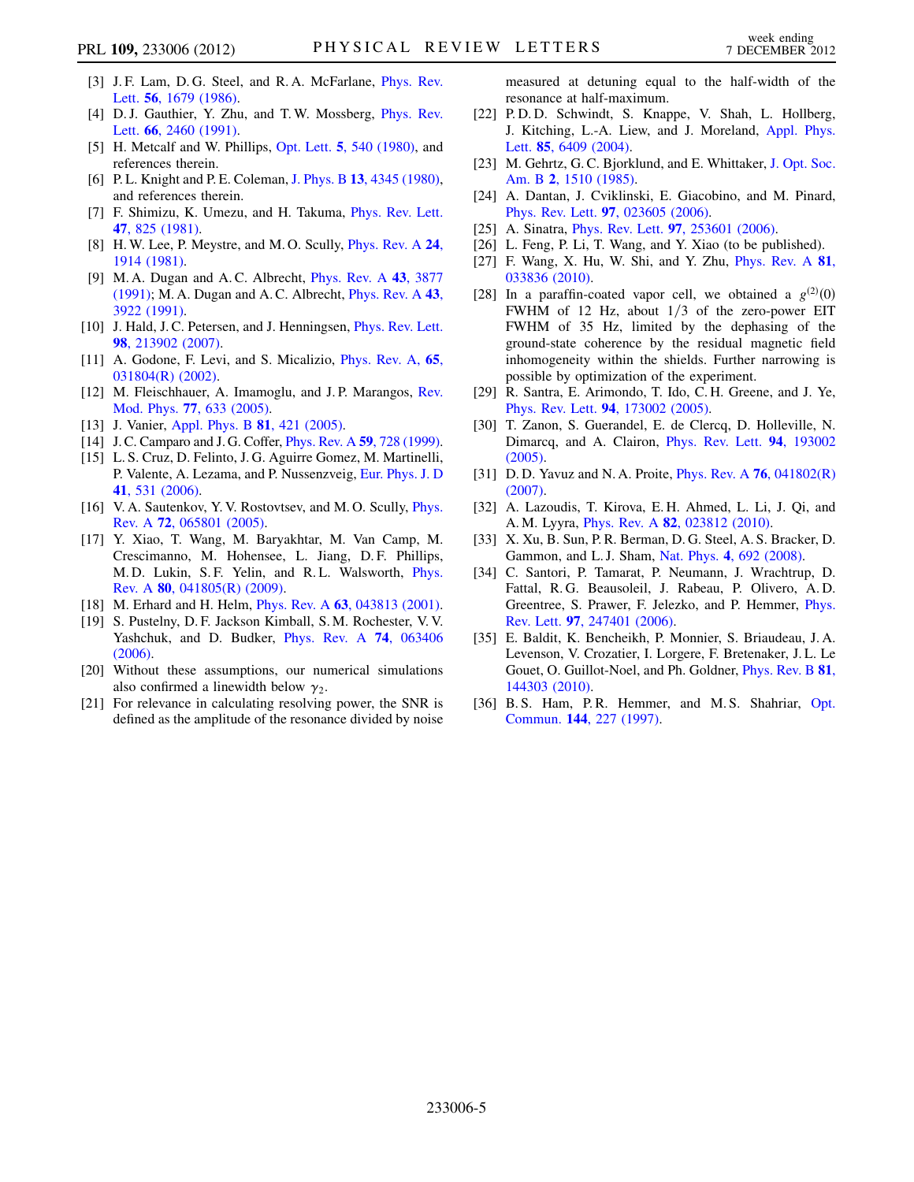[3] J. F. Lam, D. G. Steel, and R. A. McFarlane, Phys. Rev. Lett. **56**, 1679 (1986).

[4] D. J. Gauthier, Y. Zhu, and T. W. Mossberg, Phys. Rev. Lett. **66**, 2460 (1991).

[5] H. Metcalf and W. Phillips, Opt. Lett. **5**, 540 (1980), and references therein.

[6] P. L. Knight and P. E. Coleman, J. Phys. B **13**, 4345 (1980), and references therein.

[7] F. Shimizu, K. Umezu, and H. Takuma, Phys. Rev. Lett. **47**, 825 (1981).

[8] H. W. Lee, P. Meystre, and M. O. Scully, Phys. Rev. A **24**, 1914 (1981).

[9] M. A. Dugan and A. C. Albrecht, Phys. Rev. A **43**, 3877 (1991); M. A. Dugan and A. C. Albrecht, Phys. Rev. A **43**, 3922 (1991).

[10] J. Hald, J. C. Petersen, and J. Henningsen, Phys. Rev. Lett. **98**, 213902 (2007).

[11] A. Godone, F. Levi, and S. Micalizio, Phys. Rev. A, **65**, 031804(R) (2002).

[12] M. Fleischhauer, A. Imamoglu, and J. P. Marangos, Rev. Mod. Phys. **77**, 633 (2005).

[13] J. Vanier, Appl. Phys. B **81**, 421 (2005).

[14] J. C. Camparo and J. G. Coffer, Phys. Rev. A **59**, 728 (1999).

[15] L. S. Cruz, D. Felinto, J. G. Aguirre Gomez, M. Martinelli, P. Valente, A. Lezama, and P. Nussenzveig, Eur. Phys. J. D **41**, 531 (2006).

[16] V. A. Sautenkov, Y. V. Rostovtsev, and M. O. Scully, Phys. Rev. A **72**, 065801 (2005).

[17] Y. Xiao, T. Wang, M. Baryakhtar, M. Van Camp, M. Crescimanno, M. Hohensee, L. Jiang, D. F. Phillips, M. D. Lukin, S. F. Yelin, and R. L. Walsworth, Phys. Rev. A **80**, 041805(R) (2009).

[18] M. Erhard and H. Helm, Phys. Rev. A **63**, 043813 (2001).

[19] S. Pustelny, D. F. Jackson Kimball, S. M. Rochester, V. V. Yashchuk, and D. Budker, Phys. Rev. A **74**, 063406 (2006).

[20] Without these assumptions, our numerical simulations also confirmed a linewidth below $\gamma_2$.

[21] For relevance in calculating resolving power, the SNR is defined as the amplitude of the resonance divided by noise measured at detuning equal to the half-width of the resonance at half-maximum.

[22] P. D. D. Schwindt, S. Knappe, V. Shah, L. Hollberg, J. Kitching, L.-A. Liew, and J. Moreland, Appl. Phys. Lett. **85**, 6409 (2004).

[23] M. Gehrtz, G. C. Bjorklund, and E. Whittaker, J. Opt. Soc. Am. B **2**, 1510 (1985).

[24] A. Dantan, J. Cviklinski, E. Giacobino, and M. Pinard, Phys. Rev. Lett. **97**, 023605 (2006).

[25] A. Sinatra, Phys. Rev. Lett. **97**, 253601 (2006).

[26] L. Feng, P. Li, T. Wang, and Y. Xiao (to be published).

[27] F. Wang, X. Hu, W. Shi, and Y. Zhu, Phys. Rev. A **81**, 033836 (2010).

[28] In a paraffin-coated vapor cell, we obtained a $g^{(2)}(0)$ FWHM of 12 Hz, about $1/3$ of the zero-power EIT FWHM of 35 Hz, limited by the dephasing of the ground-state coherence by the residual magnetic field inhomogeneity within the shields. Further narrowing is possible by optimization of the experiment.

[29] R. Santra, E. Arimondo, T. Ido, C. H. Greene, and J. Ye, Phys. Rev. Lett. **94**, 173002 (2005).

[30] T. Zanon, S. Guerandel, E. de Clercq, D. Holleville, N. Dimarcq, and A. Clairon, Phys. Rev. Lett. **94**, 193002 (2005).

[31] D. D. Yavuz and N. A. Proite, Phys. Rev. A **76**, 041802(R) (2007).

[32] A. Lazoudis, T. Kirova, E. H. Ahmed, L. Li, J. Qi, and A. M. Lyyra, Phys. Rev. A **82**, 023812 (2010).

[33] X. Xu, B. Sun, P. R. Berman, D. G. Steel, A. S. Bracker, D. Gammon, and L. J. Sham, Nat. Phys. **4**, 692 (2008).

[34] C. Santori, P. Tamarat, P. Neumann, J. Wrachtrup, D. Fattal, R. G. Beausoleil, J. Rabeau, P. Olivero, A. D. Greentree, S. Prawer, F. Jelezko, and P. Hemmer, Phys. Rev. Lett. **97**, 247401 (2006).

[35] E. Baldit, K. Bencheikh, P. Monnier, S. Briaudeau, J. A. Levenson, V. Crozatier, I. Lorgere, F. Bretenaker, J. L. Le Gouet, O. Guillot-Noel, and Ph. Goldner, Phys. Rev. B **81**, 144303 (2010).

[36] B. S. Ham, P. R. Hemmer, and M. S. Shahriar, Opt. Commun. **144**, 227 (1997).